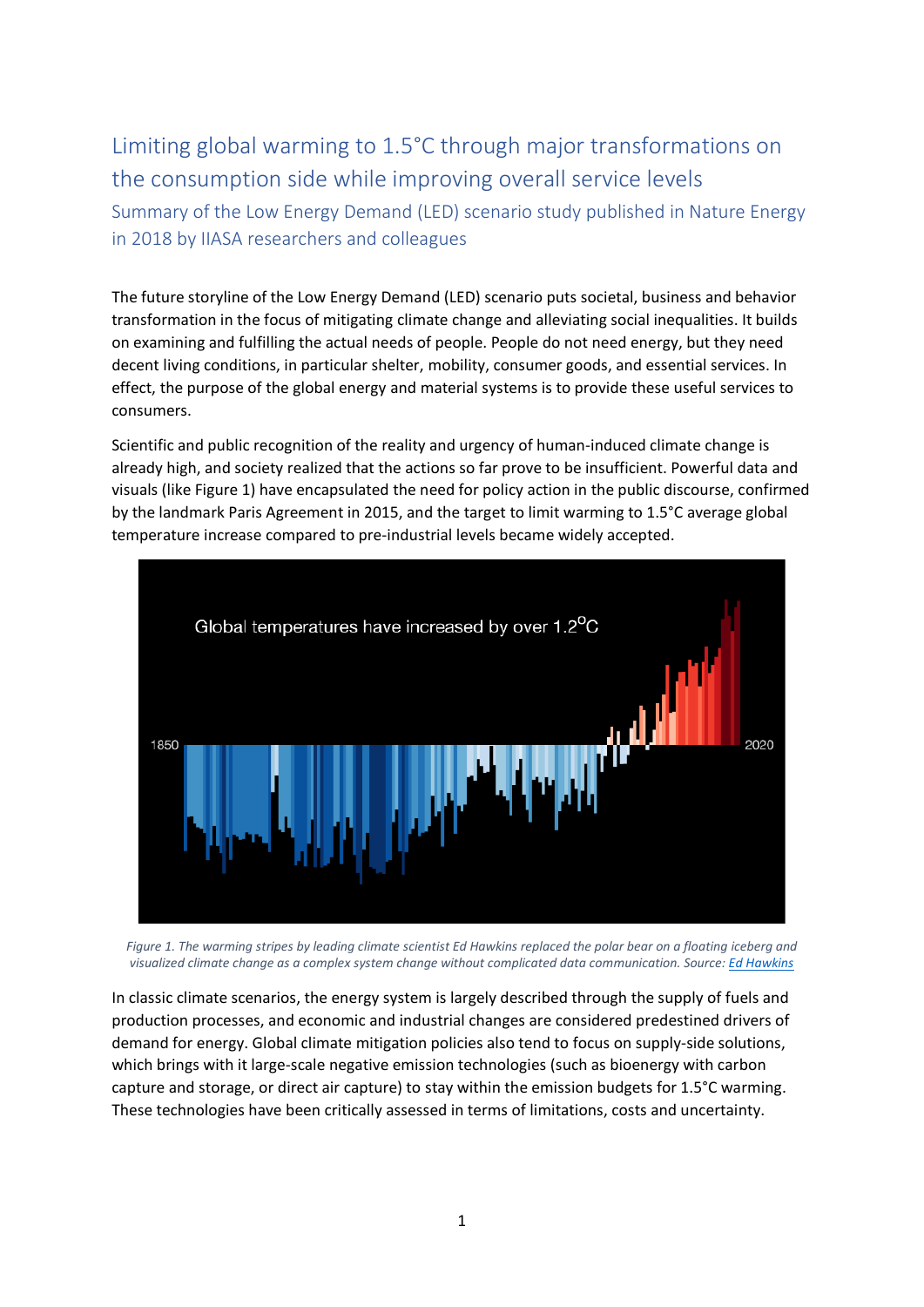# Limiting global warming to 1.5°C through major transformations on the consumption side while improving overall service levels

## Summary of the Low Energy Demand (LED) scenario study published in Nature Energy in 2018 by IIASA researchers and colleagues

The future storyline of the Low Energy Demand (LED) scenario puts societal, business and behavior transformation in the focus of mitigating climate change and alleviating social inequalities. It builds on examining and fulfilling the actual needs of people. People do not need energy, but they need decent living conditions, in particular shelter, mobility, consumer goods, and essential services. In effect, the purpose of the global energy and material systems is to provide these useful services to consumers.

Scientific and public recognition of the reality and urgency of human-induced climate change is already high, and society realized that the actions so far prove to be insufficient. Powerful data and visuals (like Figure 1) have encapsulated the need for policy action in the public discourse, confirmed by the landmark Paris Agreement in 2015, and the target to limit warming to 1.5°C average global temperature increase compared to pre-industrial levels became widely accepted.

*Figure 1. The warming stripes by leading climate scientist Ed Hawkins replaced the polar bear on a floating iceberg and visualized climate change as a complex system change without complicated data communication. Source: [Ed Hawkins]*

In classic climate scenarios, the energy system is largely described through the supply of fuels and production processes, and economic and industrial changes are considered predestined drivers of demand for energy. Global climate mitigation policies also tend to focus on supply-side solutions, which brings with it large-scale negative emission technologies (such as bioenergy with carbon capture and storage, or direct air capture) to stay within the emission budgets for 1.5°C warming. These technologies have been critically assessed in terms of limitations, costs and uncertainty.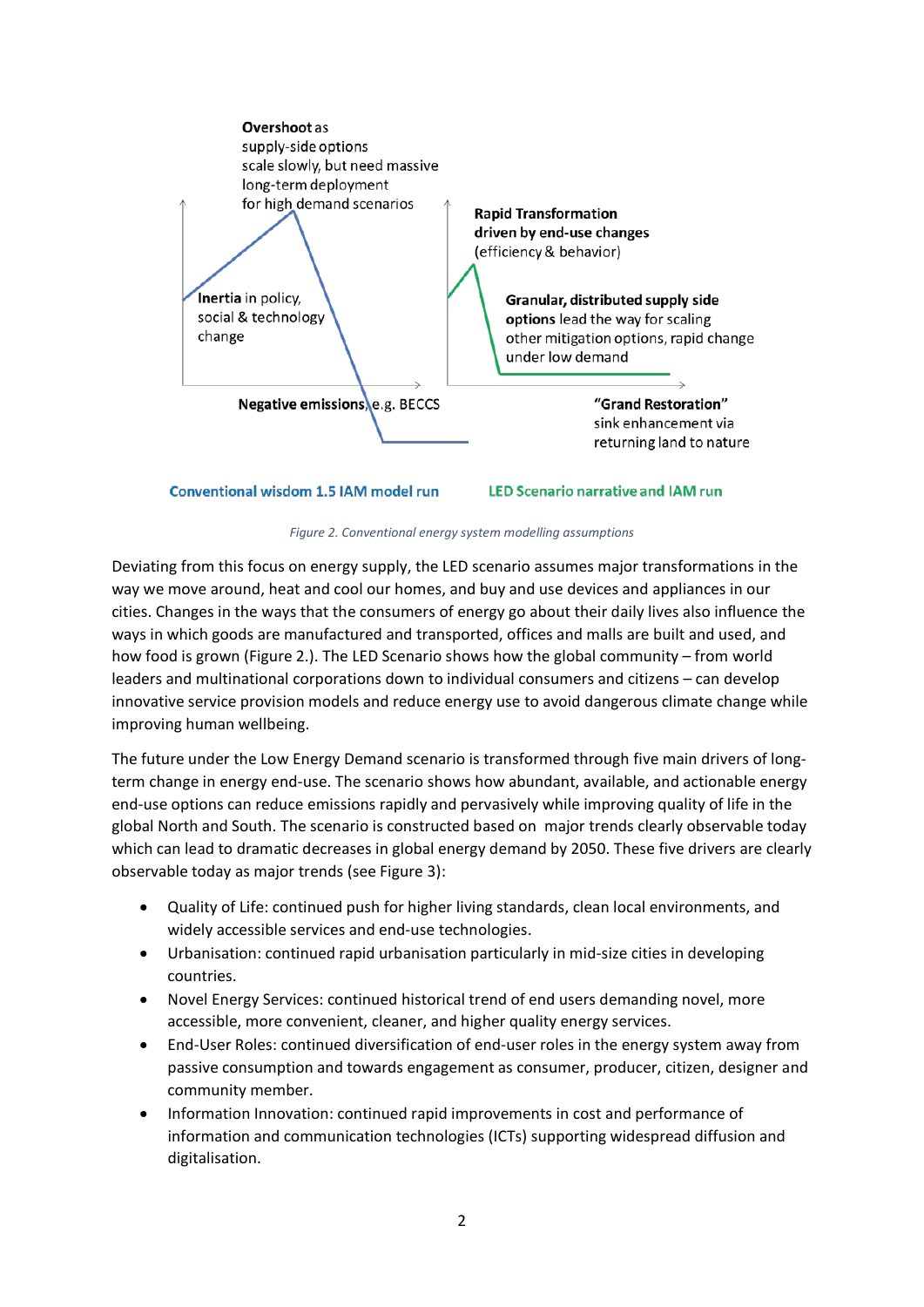**Overshoot** as supply-side options scale slowly, but need massive long-term deployment for high demand scenarios

**Inertia** in policy, social & technology change

**Negative emissions**, e.g. BECCS

**Rapid Transformation driven by end-use changes** (efficiency & behavior)

**Granular, distributed supply side options** lead the way for scaling other mitigation options, rapid change under low demand

**"Grand Restoration"** sink enhancement via returning land to nature

**Conventional wisdom 1.5 IAM model run** | **LED Scenario narrative and IAM run**

*Figure 2. Conventional energy system modelling assumptions*

Deviating from this focus on energy supply, the LED scenario assumes major transformations in the way we move around, heat and cool our homes, and buy and use devices and appliances in our cities. Changes in the ways that the consumers of energy go about their daily lives also influence the ways in which goods are manufactured and transported, offices and malls are built and used, and how food is grown (Figure 2.). The LED Scenario shows how the global community – from world leaders and multinational corporations down to individual consumers and citizens – can develop innovative service provision models and reduce energy use to avoid dangerous climate change while improving human wellbeing.

The future under the Low Energy Demand scenario is transformed through five main drivers of long-term change in energy end-use. The scenario shows how abundant, available, and actionable energy end-use options can reduce emissions rapidly and pervasively while improving quality of life in the global North and South. The scenario is constructed based on major trends clearly observable today which can lead to dramatic decreases in global energy demand by 2050. These five drivers are clearly observable today as major trends (see Figure 3):

- Quality of Life: continued push for higher living standards, clean local environments, and widely accessible services and end-use technologies.
- Urbanisation: continued rapid urbanisation particularly in mid-size cities in developing countries.
- Novel Energy Services: continued historical trend of end users demanding novel, more accessible, more convenient, cleaner, and higher quality energy services.
- End-User Roles: continued diversification of end-user roles in the energy system away from passive consumption and towards engagement as consumer, producer, citizen, designer and community member.
- Information Innovation: continued rapid improvements in cost and performance of information and communication technologies (ICTs) supporting widespread diffusion and digitalisation.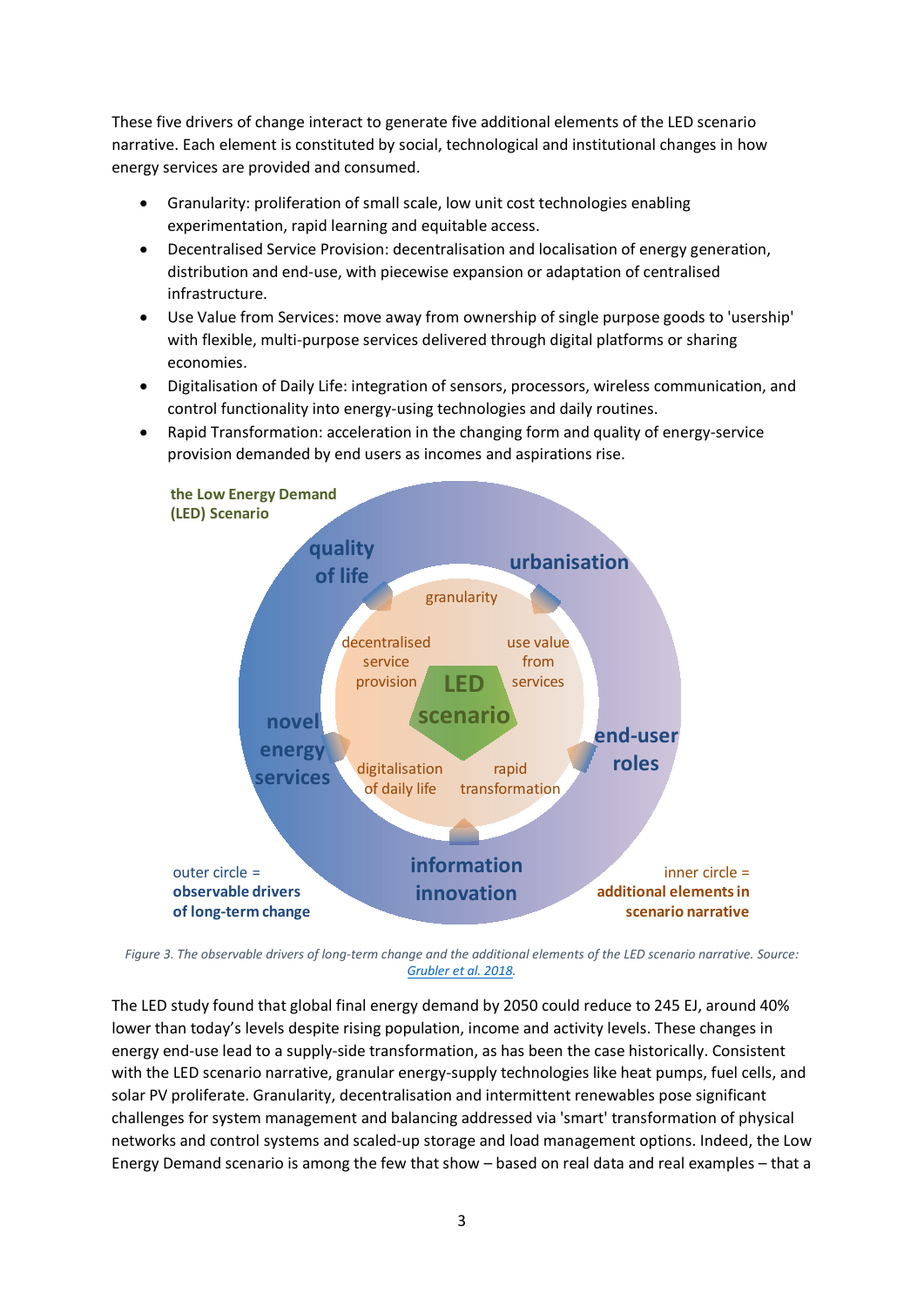These five drivers of change interact to generate five additional elements of the LED scenario narrative. Each element is constituted by social, technological and institutional changes in how energy services are provided and consumed.

- Granularity: proliferation of small scale, low unit cost technologies enabling experimentation, rapid learning and equitable access.
- Decentralised Service Provision: decentralisation and localisation of energy generation, distribution and end-use, with piecewise expansion or adaptation of centralised infrastructure.
- Use Value from Services: move away from ownership of single purpose goods to 'usership' with flexible, multi-purpose services delivered through digital platforms or sharing economies.
- Digitalisation of Daily Life: integration of sensors, processors, wireless communication, and control functionality into energy-using technologies and daily routines.
- Rapid Transformation: acceleration in the changing form and quality of energy-service provision demanded by end users as incomes and aspirations rise.

*Figure 3. The observable drivers of long-term change and the additional elements of the LED scenario narrative. Source: Grubler et al. 2018.*

The LED study found that global final energy demand by 2050 could reduce to 245 EJ, around 40% lower than today's levels despite rising population, income and activity levels. These changes in energy end-use lead to a supply-side transformation, as has been the case historically. Consistent with the LED scenario narrative, granular energy-supply technologies like heat pumps, fuel cells, and solar PV proliferate. Granularity, decentralisation and intermittent renewables pose significant challenges for system management and balancing addressed via 'smart' transformation of physical networks and control systems and scaled-up storage and load management options. Indeed, the Low Energy Demand scenario is among the few that show – based on real data and real examples – that a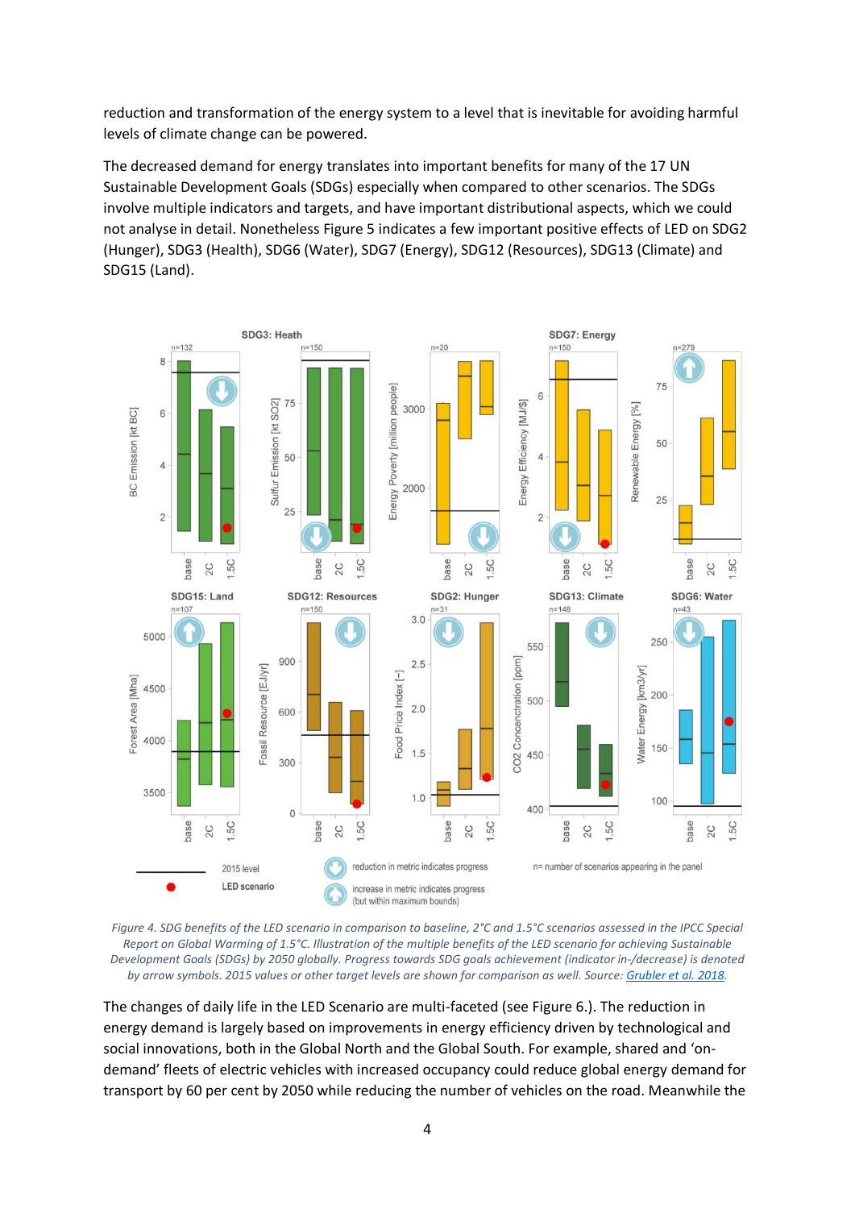reduction and transformation of the energy system to a level that is inevitable for avoiding harmful levels of climate change can be powered.

The decreased demand for energy translates into important benefits for many of the 17 UN Sustainable Development Goals (SDGs) especially when compared to other scenarios. The SDGs involve multiple indicators and targets, and have important distributional aspects, which we could not analyse in detail. Nonetheless Figure 5 indicates a few important positive effects of LED on SDG2 (Hunger), SDG3 (Health), SDG6 (Water), SDG7 (Energy), SDG12 (Resources), SDG13 (Climate) and SDG15 (Land).

*Figure 4. SDG benefits of the LED scenario in comparison to baseline, 2°C and 1.5°C scenarios assessed in the IPCC Special Report on Global Warming of 1.5°C. Illustration of the multiple benefits of the LED scenario for achieving Sustainable Development Goals (SDGs) by 2050 globally. Progress towards SDG goals achievement (indicator in-/decrease) is denoted by arrow symbols. 2015 values or other target levels are shown for comparison as well. Source: Grubler et al. 2018.*

The changes of daily life in the LED Scenario are multi-faceted (see Figure 6.). The reduction in energy demand is largely based on improvements in energy efficiency driven by technological and social innovations, both in the Global North and the Global South. For example, shared and 'on-demand' fleets of electric vehicles with increased occupancy could reduce global energy demand for transport by 60 per cent by 2050 while reducing the number of vehicles on the road. Meanwhile the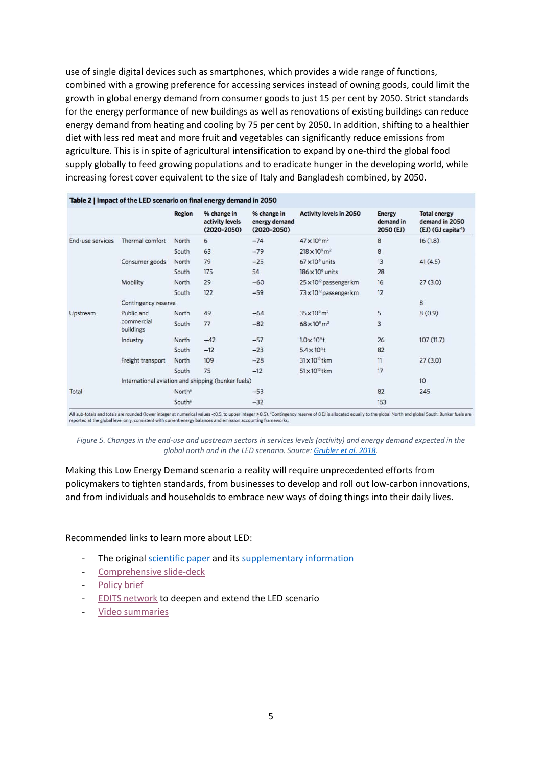use of single digital devices such as smartphones, which provides a wide range of functions, combined with a growing preference for accessing services instead of owning goods, could limit the growth in global energy demand from consumer goods to just 15 per cent by 2050. Strict standards for the energy performance of new buildings as well as renovations of existing buildings can reduce energy demand from heating and cooling by 75 per cent by 2050. In addition, shifting to a healthier diet with less red meat and more fruit and vegetables can significantly reduce emissions from agriculture. This is in spite of agricultural intensification to expand by one-third the global food supply globally to feed growing populations and to eradicate hunger in the developing world, while increasing forest cover equivalent to the size of Italy and Bangladesh combined, by 2050.

**Table 2 | Impact of the LED scenario on final energy demand in 2050**

| | | Region | % change in activity levels (2020–2050) | % change in energy demand (2020–2050) | Activity levels in 2050 | Energy demand in 2050 (EJ) | Total energy demand in 2050 (EJ) (GJ capita⁻¹) |
|---|---|---|---|---|---|---|---|
| End-use services | Thermal comfort | North | 6 | −74 | $47\times10^{9}$ m² | 8 | 16 (1.8) |
| | | South | 63 | −79 | $218\times10^{9}$ m² | 8 | |
| | Consumer goods | North | 79 | −25 | $67\times10^{9}$ units | 13 | 41 (4.5) |
| | | South | 175 | 54 | $186\times10^{9}$ units | 28 | |
| | Mobility | North | 29 | −60 | $25\times10^{12}$ passenger km | 16 | 27 (3.0) |
| | | South | 122 | −59 | $73\times10^{12}$ passenger km | 12 | |
| | Contingency reserve | | | | | | 8 |
| Upstream | Public and commercial buildings | North | 49 | −64 | $35\times10^{9}$ m² | 5 | 8 (0.9) |
| | | South | 77 | −82 | $68\times10^{9}$ m² | 3 | |
| | Industry | North | −42 | −57 | $1.0\times10^{9}$ t | 26 | 107 (11.7) |
| | | South | −12 | −23 | $5.4\times10^{9}$ t | 82 | |
| | Freight transport | North | 109 | −28 | $31\times10^{12}$ tkm | 11 | 27 (3.0) |
| | | South | 75 | −12 | $51\times10^{12}$ tkm | 17 | |
| | International aviation and shipping (bunker fuels) | | | | | | 10 |
| Total | | North[a] | | −53 | | 82 | 245 |
| | | South[a] | | −32 | | 153 | |

All sub-totals and totals are rounded (lower integer at numerical values <0.5, to upper integer ≥0.5). [a]Contingency reserve of 8 EJ is allocated equally to the global North and global South. Bunker fuels are reported at the global level only, consistent with current energy balances and emission accounting frameworks.

*Figure 5. Changes in the end-use and upstream sectors in services levels (activity) and energy demand expected in the global north and in the LED scenario. Source: Grubler et al. 2018.*

Making this Low Energy Demand scenario a reality will require unprecedented efforts from policymakers to tighten standards, from businesses to develop and roll out low-carbon innovations, and from individuals and households to embrace new ways of doing things into their daily lives.

Recommended links to learn more about LED:

- The original scientific paper and its supplementary information
- Comprehensive slide-deck
- Policy brief
- EDITS network to deepen and extend the LED scenario
- Video summaries